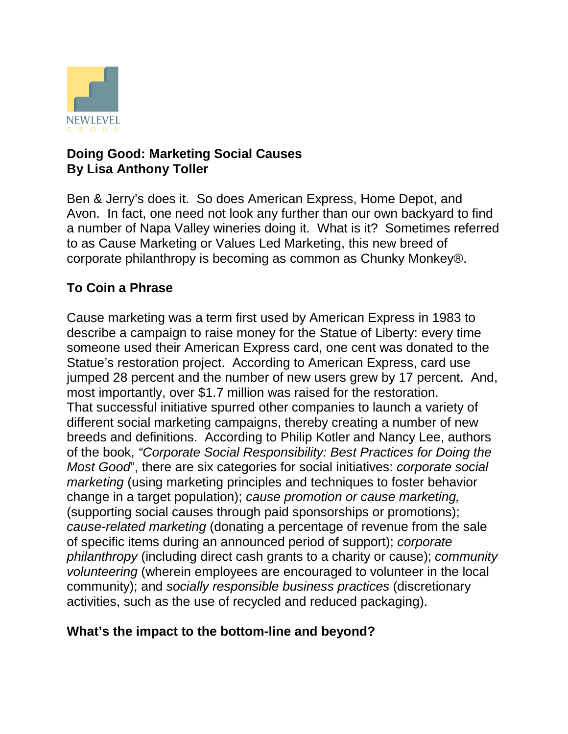NEWLEVEL
GROUP

# Doing Good: Marketing Social Causes

**By Lisa Anthony Toller**

Ben & Jerry's does it. So does American Express, Home Depot, and Avon. In fact, one need not look any further than our own backyard to find a number of Napa Valley wineries doing it. What is it? Sometimes referred to as Cause Marketing or Values Led Marketing, this new breed of corporate philanthropy is becoming as common as Chunky Monkey®.

## To Coin a Phrase

Cause marketing was a term first used by American Express in 1983 to describe a campaign to raise money for the Statue of Liberty: every time someone used their American Express card, one cent was donated to the Statue's restoration project. According to American Express, card use jumped 28 percent and the number of new users grew by 17 percent. And, most importantly, over $1.7 million was raised for the restoration.
That successful initiative spurred other companies to launch a variety of different social marketing campaigns, thereby creating a number of new breeds and definitions. According to Philip Kotler and Nancy Lee, authors of the book, *"Corporate Social Responsibility: Best Practices for Doing the Most Good*", there are six categories for social initiatives: *corporate social marketing* (using marketing principles and techniques to foster behavior change in a target population); *cause promotion or cause marketing,* (supporting social causes through paid sponsorships or promotions); *cause-related marketing* (donating a percentage of revenue from the sale of specific items during an announced period of support); *corporate philanthropy* (including direct cash grants to a charity or cause); *community volunteering* (wherein employees are encouraged to volunteer in the local community); and *socially responsible business practices* (discretionary activities, such as the use of recycled and reduced packaging).

## What's the impact to the bottom-line and beyond?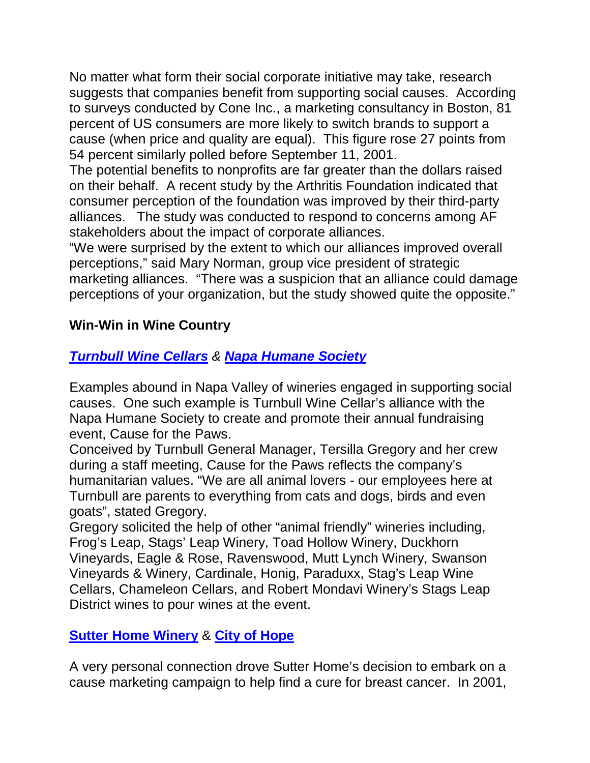No matter what form their social corporate initiative may take, research suggests that companies benefit from supporting social causes. According to surveys conducted by Cone Inc., a marketing consultancy in Boston, 81 percent of US consumers are more likely to switch brands to support a cause (when price and quality are equal). This figure rose 27 points from 54 percent similarly polled before September 11, 2001.

The potential benefits to nonprofits are far greater than the dollars raised on their behalf. A recent study by the Arthritis Foundation indicated that consumer perception of the foundation was improved by their third-party alliances. The study was conducted to respond to concerns among AF stakeholders about the impact of corporate alliances.

"We were surprised by the extent to which our alliances improved overall perceptions," said Mary Norman, group vice president of strategic marketing alliances. "There was a suspicion that an alliance could damage perceptions of your organization, but the study showed quite the opposite."

## Win-Win in Wine Country

### ***Turnbull Wine Cellars*** *&* ***Napa Humane Society***

Examples abound in Napa Valley of wineries engaged in supporting social causes. One such example is Turnbull Wine Cellar's alliance with the Napa Humane Society to create and promote their annual fundraising event, Cause for the Paws.

Conceived by Turnbull General Manager, Tersilla Gregory and her crew during a staff meeting, Cause for the Paws reflects the company's humanitarian values. "We are all animal lovers - our employees here at Turnbull are parents to everything from cats and dogs, birds and even goats", stated Gregory.

Gregory solicited the help of other "animal friendly" wineries including, Frog's Leap, Stags' Leap Winery, Toad Hollow Winery, Duckhorn Vineyards, Eagle & Rose, Ravenswood, Mutt Lynch Winery, Swanson Vineyards & Winery, Cardinale, Honig, Paraduxx, Stag's Leap Wine Cellars, Chameleon Cellars, and Robert Mondavi Winery's Stags Leap District wines to pour wines at the event.

### **Sutter Home Winery** & **City of Hope**

A very personal connection drove Sutter Home's decision to embark on a cause marketing campaign to help find a cure for breast cancer. In 2001,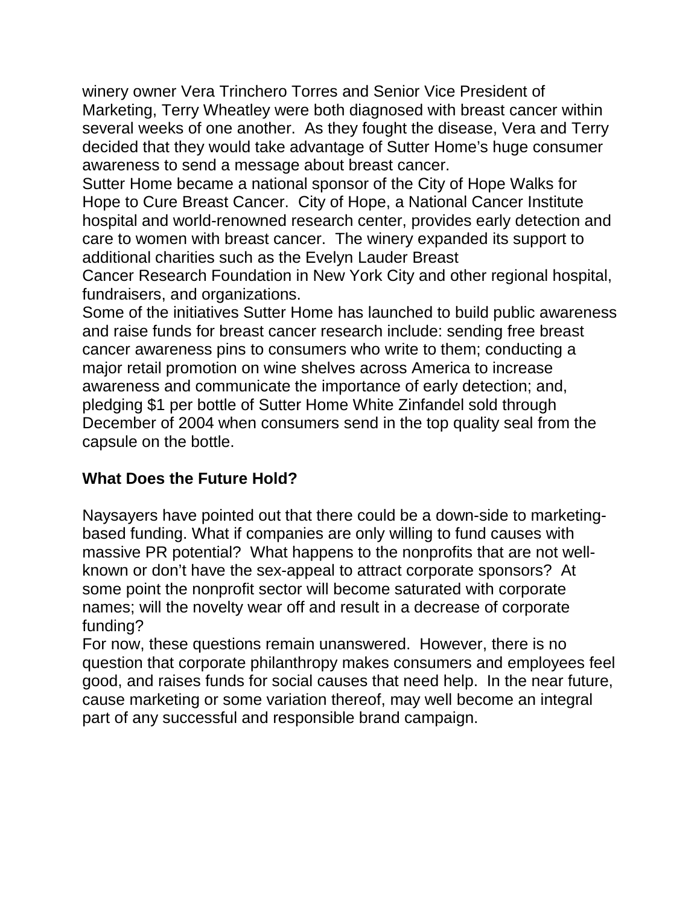winery owner Vera Trinchero Torres and Senior Vice President of Marketing, Terry Wheatley were both diagnosed with breast cancer within several weeks of one another. As they fought the disease, Vera and Terry decided that they would take advantage of Sutter Home's huge consumer awareness to send a message about breast cancer.

Sutter Home became a national sponsor of the City of Hope Walks for Hope to Cure Breast Cancer. City of Hope, a National Cancer Institute hospital and world-renowned research center, provides early detection and care to women with breast cancer. The winery expanded its support to additional charities such as the Evelyn Lauder Breast Cancer Research Foundation in New York City and other regional hospital, fundraisers, and organizations.

Some of the initiatives Sutter Home has launched to build public awareness and raise funds for breast cancer research include: sending free breast cancer awareness pins to consumers who write to them; conducting a major retail promotion on wine shelves across America to increase awareness and communicate the importance of early detection; and, pledging $1 per bottle of Sutter Home White Zinfandel sold through December of 2004 when consumers send in the top quality seal from the capsule on the bottle.

## What Does the Future Hold?

Naysayers have pointed out that there could be a down-side to marketing-based funding. What if companies are only willing to fund causes with massive PR potential? What happens to the nonprofits that are not well-known or don't have the sex-appeal to attract corporate sponsors? At some point the nonprofit sector will become saturated with corporate names; will the novelty wear off and result in a decrease of corporate funding?

For now, these questions remain unanswered. However, there is no question that corporate philanthropy makes consumers and employees feel good, and raises funds for social causes that need help. In the near future, cause marketing or some variation thereof, may well become an integral part of any successful and responsible brand campaign.